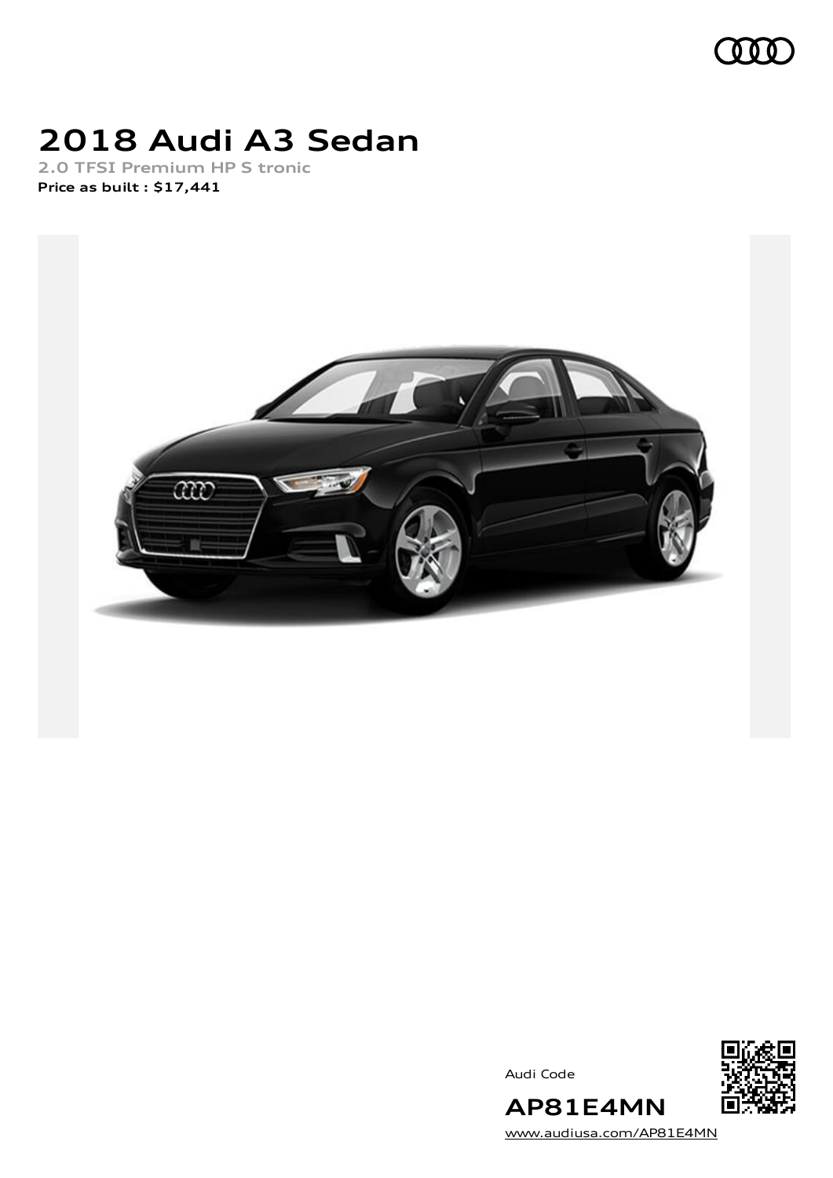# 2018 Audi A3 Sedan

2.0 TFSI Premium HP S tronic

**Price as built : $17,441**

Audi Code

**AP81E4MN**

www.audiusa.com/AP81E4MN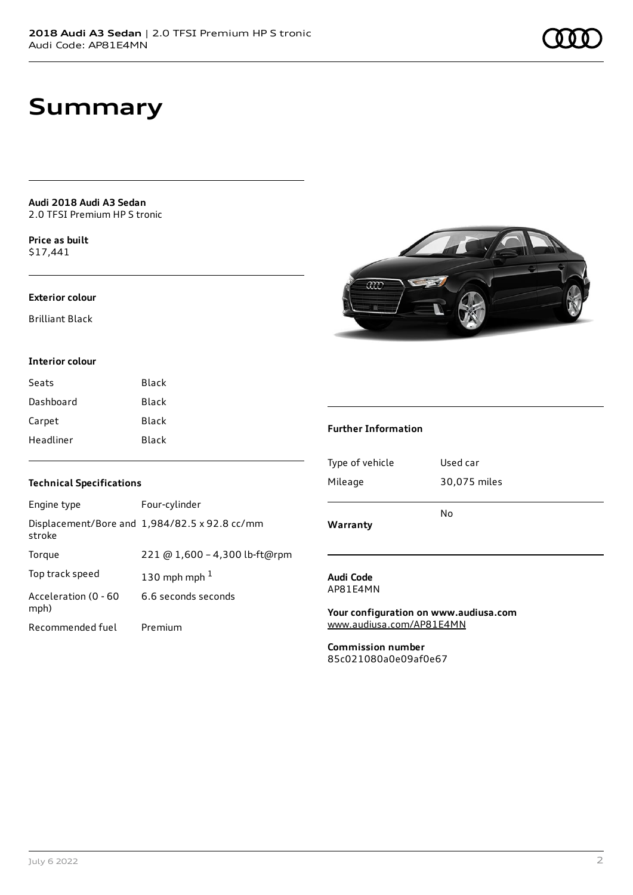# Summary

**Audi 2018 Audi A3 Sedan**
2.0 TFSI Premium HP S tronic

**Price as built**
$17,441

**Exterior colour**

Brilliant Black

**Interior colour**

| | |
|---|---|
| Seats | Black |
| Dashboard | Black |
| Carpet | Black |
| Headliner | Black |

**Technical Specifications**

| | |
|---|---|
| Engine type | Four-cylinder |
| Displacement/Bore and stroke | 1,984/82.5 x 92.8 cc/mm |
| Torque | 221 @ 1,600 – 4,300 lb-ft@rpm |
| Top track speed | 130 mph mph [1] |
| Acceleration (0 - 60 mph) | 6.6 seconds seconds |
| Recommended fuel | Premium |

**Further Information**

| | |
|---|---|
| Type of vehicle | Used car |
| Mileage | 30,075 miles |
| **Warranty** | No |

**Audi Code**
AP81E4MN

**Your configuration on www.audiusa.com**
www.audiusa.com/AP81E4MN

**Commission number**
85c021080a0e09af0e67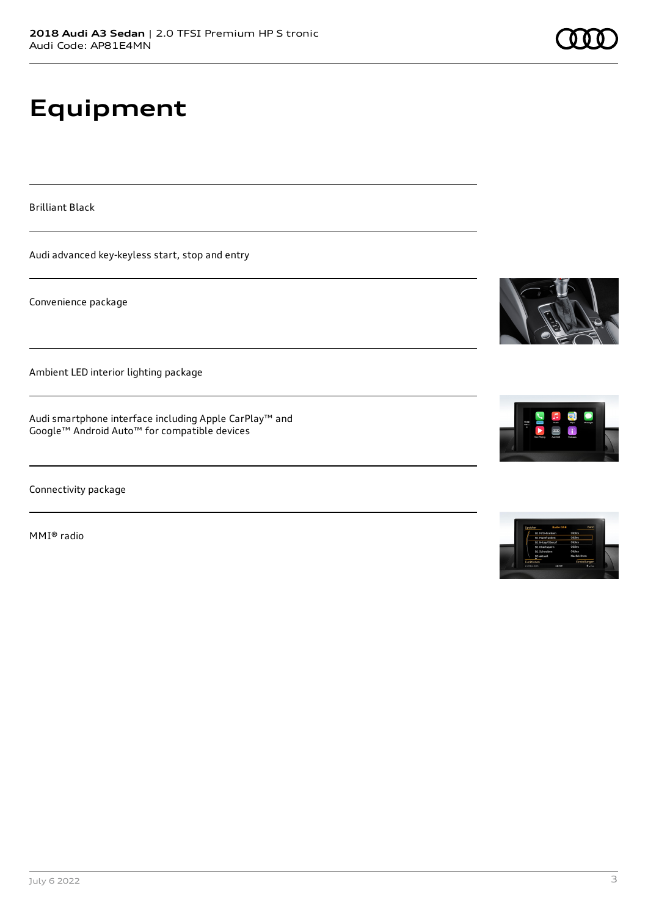# Equipment

Brilliant Black

Audi advanced key-keyless start, stop and entry

Convenience package

Ambient LED interior lighting package

Audi smartphone interface including Apple CarPlay™ and Google™ Android Auto™ for compatible devices

Connectivity package

MMI® radio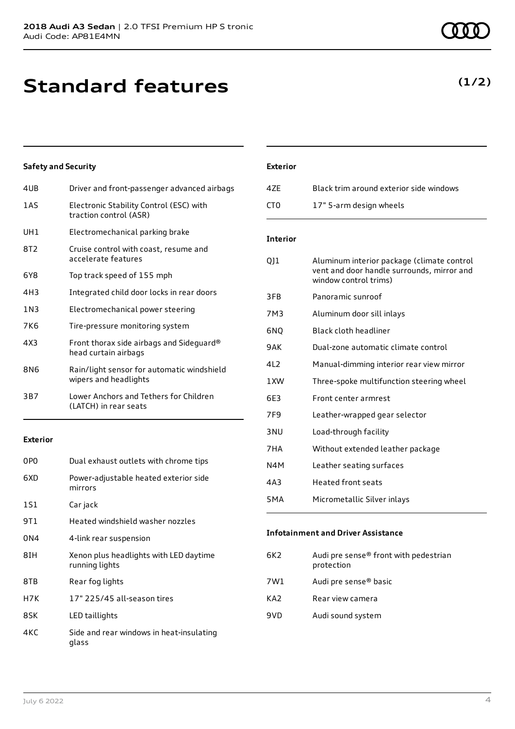# Standard features

**(1/2)**

### Safety and Security

| | |
|---|---|
| 4UB | Driver and front-passenger advanced airbags |
| 1AS | Electronic Stability Control (ESC) with traction control (ASR) |
| UH1 | Electromechanical parking brake |
| 8T2 | Cruise control with coast, resume and accelerate features |
| 6Y8 | Top track speed of 155 mph |
| 4H3 | Integrated child door locks in rear doors |
| 1N3 | Electromechanical power steering |
| 7K6 | Tire-pressure monitoring system |
| 4X3 | Front thorax side airbags and Sideguard® head curtain airbags |
| 8N6 | Rain/light sensor for automatic windshield wipers and headlights |
| 3B7 | Lower Anchors and Tethers for Children (LATCH) in rear seats |

### Exterior

| | |
|---|---|
| 0P0 | Dual exhaust outlets with chrome tips |
| 6XD | Power-adjustable heated exterior side mirrors |
| 1S1 | Car jack |
| 9T1 | Heated windshield washer nozzles |
| 0N4 | 4-link rear suspension |
| 8IH | Xenon plus headlights with LED daytime running lights |
| 8TB | Rear fog lights |
| H7K | 17" 225/45 all-season tires |
| 8SK | LED taillights |
| 4KC | Side and rear windows in heat-insulating glass |

### Exterior

| | |
|---|---|
| 4ZE | Black trim around exterior side windows |
| CT0 | 17" 5-arm design wheels |

### Interior

| | |
|---|---|
| QJ1 | Aluminum interior package (climate control vent and door handle surrounds, mirror and window control trims) |
| 3FB | Panoramic sunroof |
| 7M3 | Aluminum door sill inlays |
| 6NQ | Black cloth headliner |
| 9AK | Dual-zone automatic climate control |
| 4L2 | Manual-dimming interior rear view mirror |
| 1XW | Three-spoke multifunction steering wheel |
| 6E3 | Front center armrest |
| 7F9 | Leather-wrapped gear selector |
| 3NU | Load-through facility |
| 7HA | Without extended leather package |
| N4M | Leather seating surfaces |
| 4A3 | Heated front seats |
| 5MA | Micrometallic Silver inlays |

### Infotainment and Driver Assistance

| | |
|---|---|
| 6K2 | Audi pre sense® front with pedestrian protection |
| 7W1 | Audi pre sense® basic |
| KA2 | Rear view camera |
| 9VD | Audi sound system |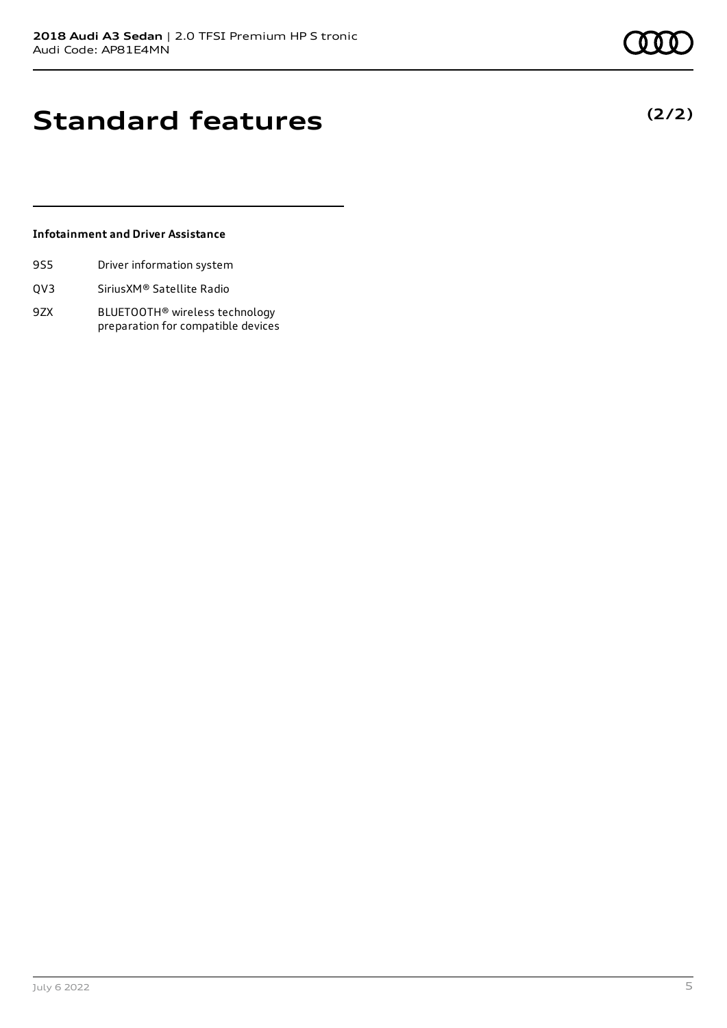# Standard features

**(2/2)**

### Infotainment and Driver Assistance

| | |
|---|---|
| 9S5 | Driver information system |
| QV3 | SiriusXM® Satellite Radio |
| 9ZX | BLUETOOTH® wireless technology preparation for compatible devices |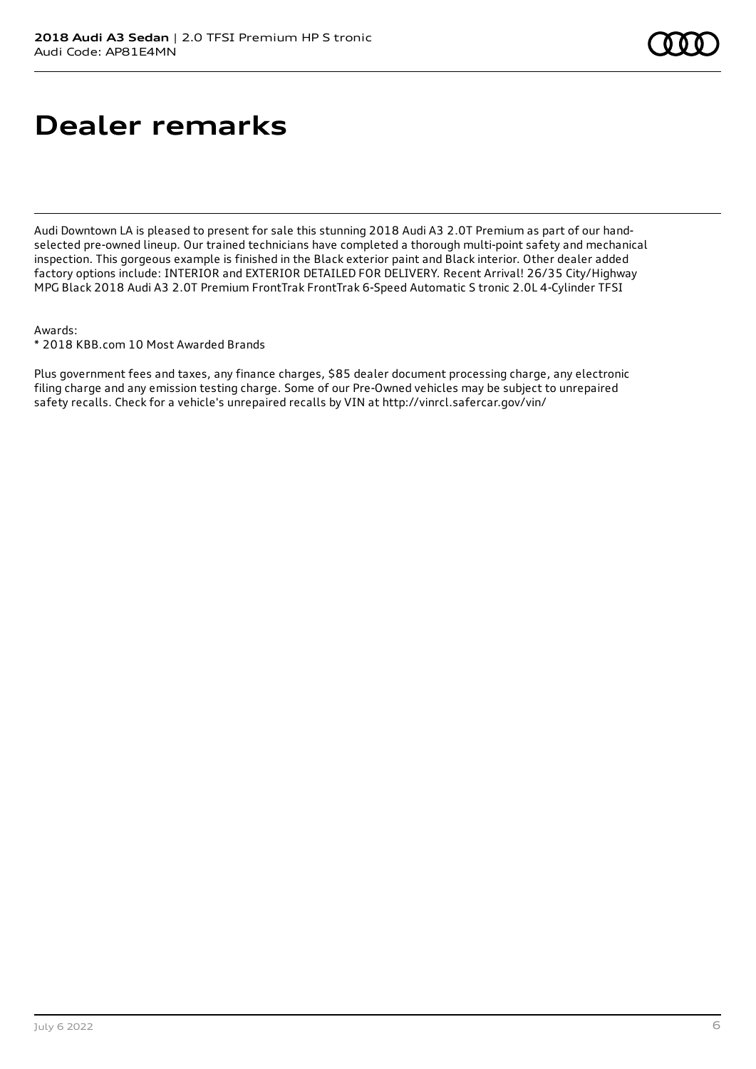# Dealer remarks

Audi Downtown LA is pleased to present for sale this stunning 2018 Audi A3 2.0T Premium as part of our hand-selected pre-owned lineup. Our trained technicians have completed a thorough multi-point safety and mechanical inspection. This gorgeous example is finished in the Black exterior paint and Black interior. Other dealer added factory options include: INTERIOR and EXTERIOR DETAILED FOR DELIVERY. Recent Arrival! 26/35 City/Highway MPG Black 2018 Audi A3 2.0T Premium FrontTrak FrontTrak 6-Speed Automatic S tronic 2.0L 4-Cylinder TFSI

Awards:
* 2018 KBB.com 10 Most Awarded Brands

Plus government fees and taxes, any finance charges, $85 dealer document processing charge, any electronic filing charge and any emission testing charge. Some of our Pre-Owned vehicles may be subject to unrepaired safety recalls. Check for a vehicle's unrepaired recalls by VIN at http://vinrcl.safercar.gov/vin/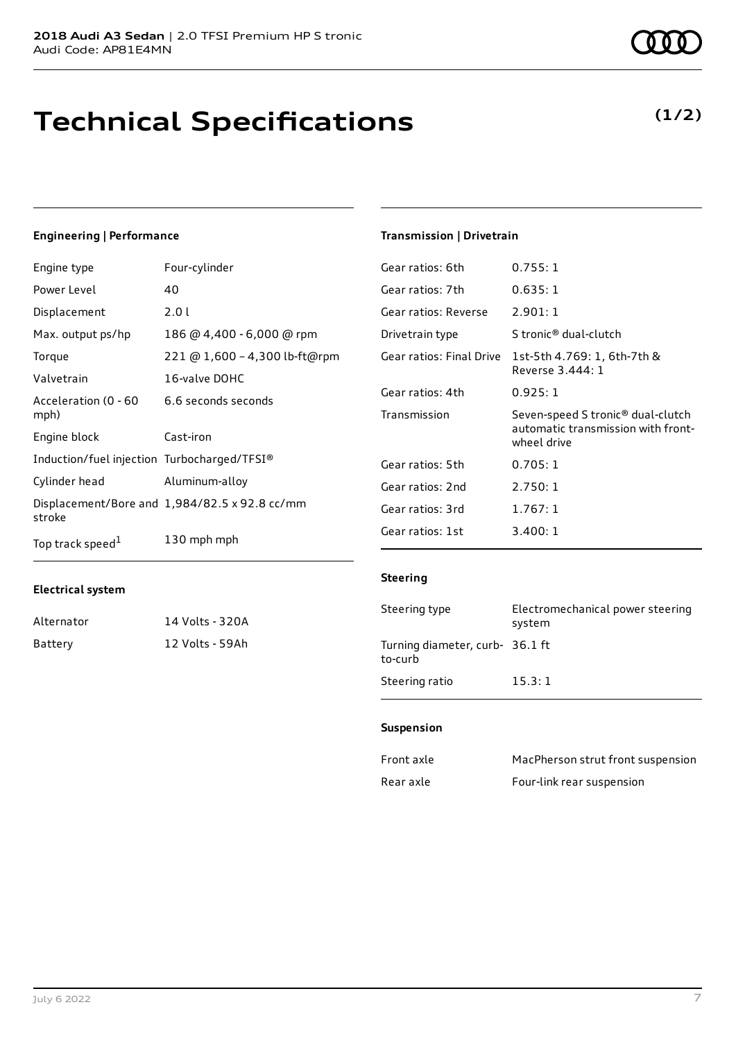**2018 Audi A3 Sedan** | 2.0 TFSI Premium HP S tronic
Audi Code: AP81E4MN

# Technical Specifications

**(1/2)**

### Engineering | Performance

| | |
|---|---|
| Engine type | Four-cylinder |
| Power Level | 40 |
| Displacement | 2.0 l |
| Max. output ps/hp | 186 @ 4,400 - 6,000 @ rpm |
| Torque | 221 @ 1,600 – 4,300 lb-ft@rpm |
| Valvetrain | 16-valve DOHC |
| Acceleration (0 - 60 mph) | 6.6 seconds seconds |
| Engine block | Cast-iron |
| Induction/fuel injection | Turbocharged/TFSI® |
| Cylinder head | Aluminum-alloy |
| Displacement/Bore and stroke | 1,984/82.5 x 92.8 cc/mm |
| Top track speed[1] | 130 mph mph |

### Electrical system

| | |
|---|---|
| Alternator | 14 Volts - 320A |
| Battery | 12 Volts - 59Ah |

### Transmission | Drivetrain

| | |
|---|---|
| Gear ratios: 6th | 0.755: 1 |
| Gear ratios: 7th | 0.635: 1 |
| Gear ratios: Reverse | 2.901: 1 |
| Drivetrain type | S tronic® dual-clutch |
| Gear ratios: Final Drive | 1st-5th 4.769: 1, 6th-7th & Reverse 3.444: 1 |
| Gear ratios: 4th | 0.925: 1 |
| Transmission | Seven-speed S tronic® dual-clutch automatic transmission with front-wheel drive |
| Gear ratios: 5th | 0.705: 1 |
| Gear ratios: 2nd | 2.750: 1 |
| Gear ratios: 3rd | 1.767: 1 |
| Gear ratios: 1st | 3.400: 1 |

### Steering

| | |
|---|---|
| Steering type | Electromechanical power steering system |
| Turning diameter, curb-to-curb | 36.1 ft |
| Steering ratio | 15.3: 1 |

### Suspension

| | |
|---|---|
| Front axle | MacPherson strut front suspension |
| Rear axle | Four-link rear suspension |

July 6 2022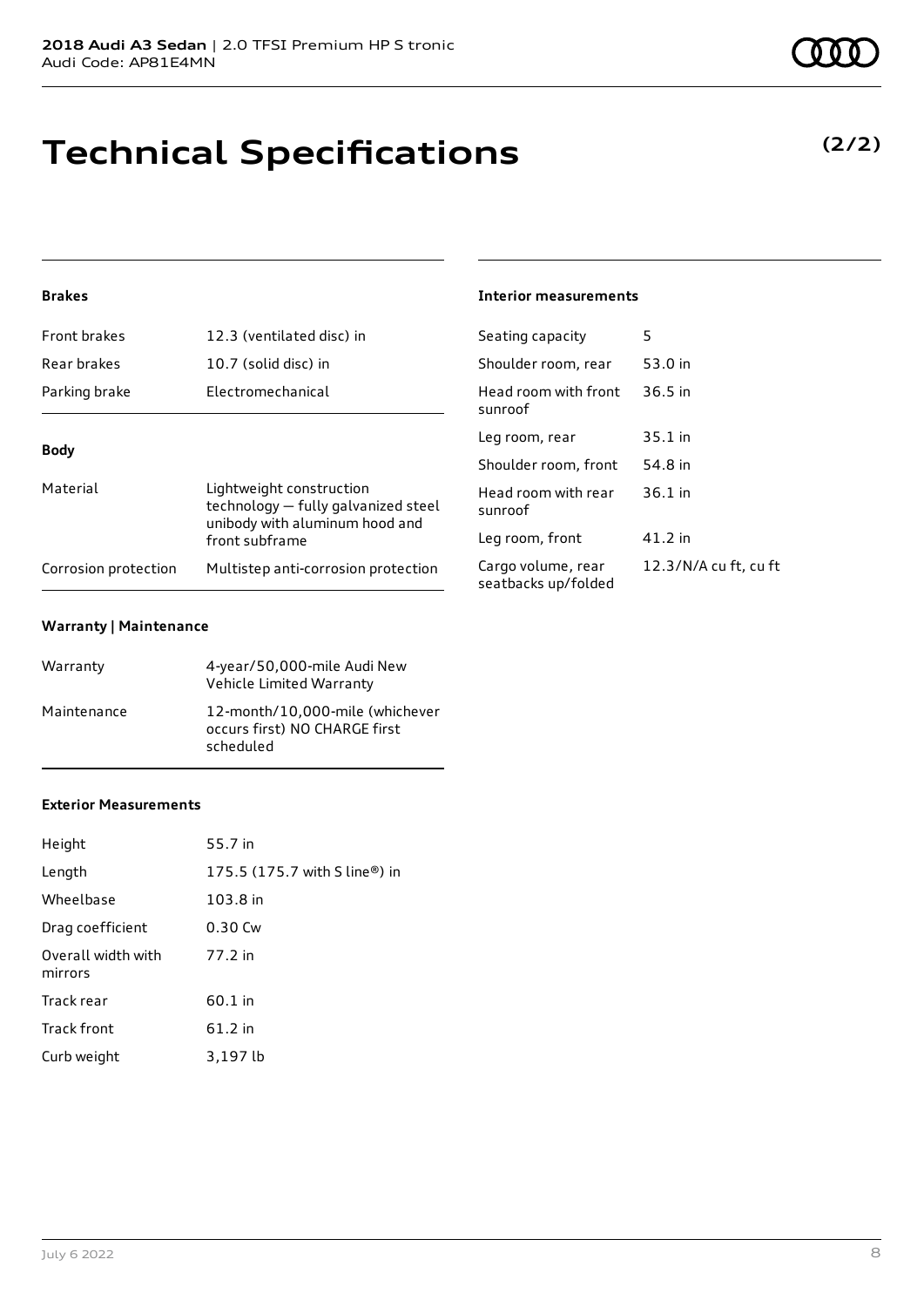# Technical Specifications

**(2/2)**

### Brakes

| | |
|---|---|
| Front brakes | 12.3 (ventilated disc) in |
| Rear brakes | 10.7 (solid disc) in |
| Parking brake | Electromechanical |

### Body

| | |
|---|---|
| Material | Lightweight construction technology — fully galvanized steel unibody with aluminum hood and front subframe |
| Corrosion protection | Multistep anti-corrosion protection |

### Warranty | Maintenance

| | |
|---|---|
| Warranty | 4-year/50,000-mile Audi New Vehicle Limited Warranty |
| Maintenance | 12-month/10,000-mile (whichever occurs first) NO CHARGE first scheduled |

### Exterior Measurements

| | |
|---|---|
| Height | 55.7 in |
| Length | 175.5 (175.7 with S line®) in |
| Wheelbase | 103.8 in |
| Drag coefficient | 0.30 Cw |
| Overall width with mirrors | 77.2 in |
| Track rear | 60.1 in |
| Track front | 61.2 in |
| Curb weight | 3,197 lb |

### Interior measurements

| | |
|---|---|
| Seating capacity | 5 |
| Shoulder room, rear | 53.0 in |
| Head room with front sunroof | 36.5 in |
| Leg room, rear | 35.1 in |
| Shoulder room, front | 54.8 in |
| Head room with rear sunroof | 36.1 in |
| Leg room, front | 41.2 in |
| Cargo volume, rear seatbacks up/folded | 12.3/N/A cu ft, cu ft |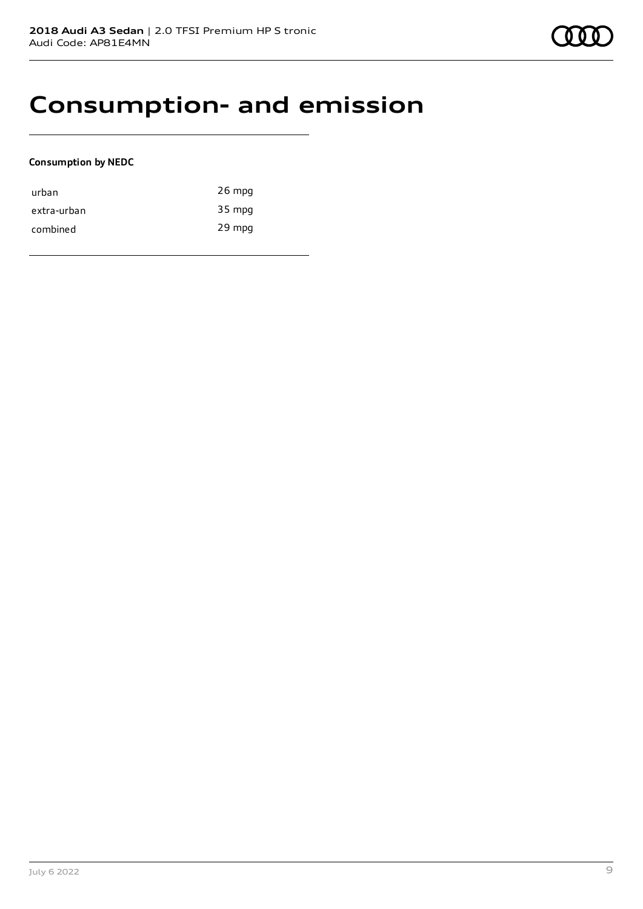# Consumption- and emission

**Consumption by NEDC**

| | |
|---|---|
| urban | 26 mpg |
| extra-urban | 35 mpg |
| combined | 29 mpg |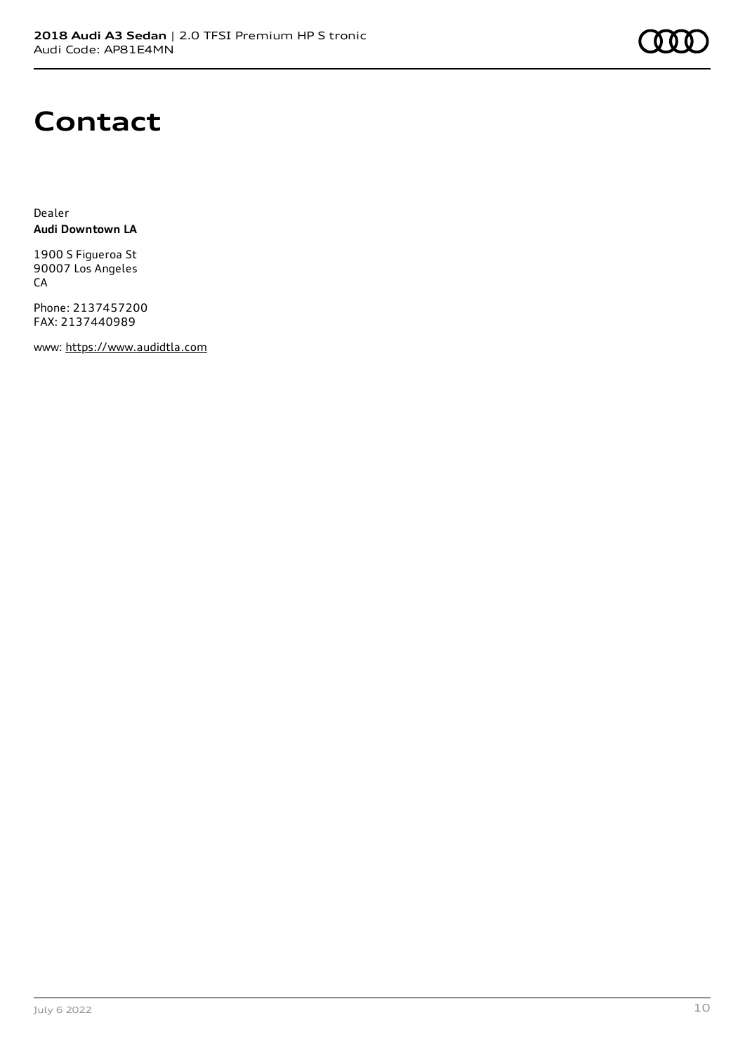# Contact

Dealer
**Audi Downtown LA**

1900 S Figueroa St
90007 Los Angeles
CA

Phone: 2137457200
FAX: 2137440989

www: https://www.audidtla.com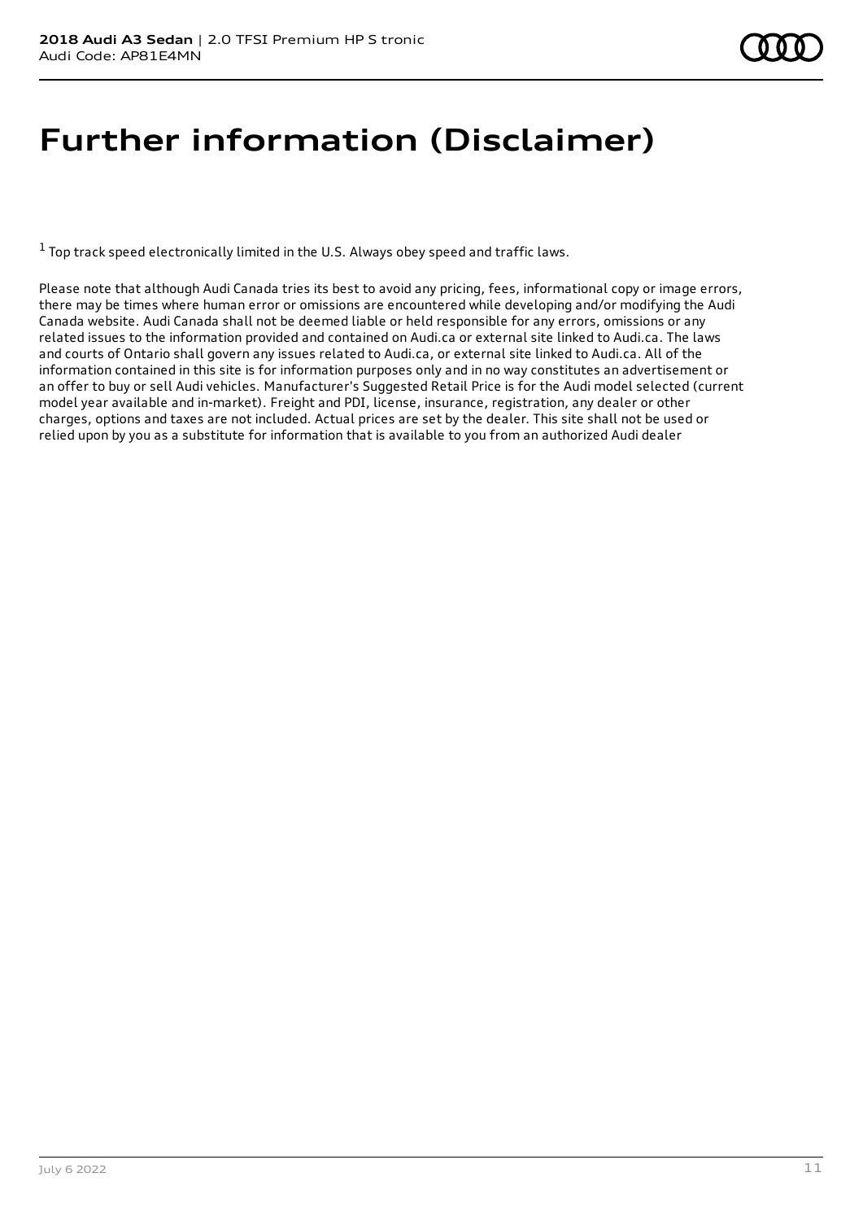# Further information (Disclaimer)

[1] Top track speed electronically limited in the U.S. Always obey speed and traffic laws.

Please note that although Audi Canada tries its best to avoid any pricing, fees, informational copy or image errors, there may be times where human error or omissions are encountered while developing and/or modifying the Audi Canada website. Audi Canada shall not be deemed liable or held responsible for any errors, omissions or any related issues to the information provided and contained on Audi.ca or external site linked to Audi.ca. The laws and courts of Ontario shall govern any issues related to Audi.ca, or external site linked to Audi.ca. All of the information contained in this site is for information purposes only and in no way constitutes an advertisement or an offer to buy or sell Audi vehicles. Manufacturer's Suggested Retail Price is for the Audi model selected (current model year available and in-market). Freight and PDI, license, insurance, registration, any dealer or other charges, options and taxes are not included. Actual prices are set by the dealer. This site shall not be used or relied upon by you as a substitute for information that is available to you from an authorized Audi dealer